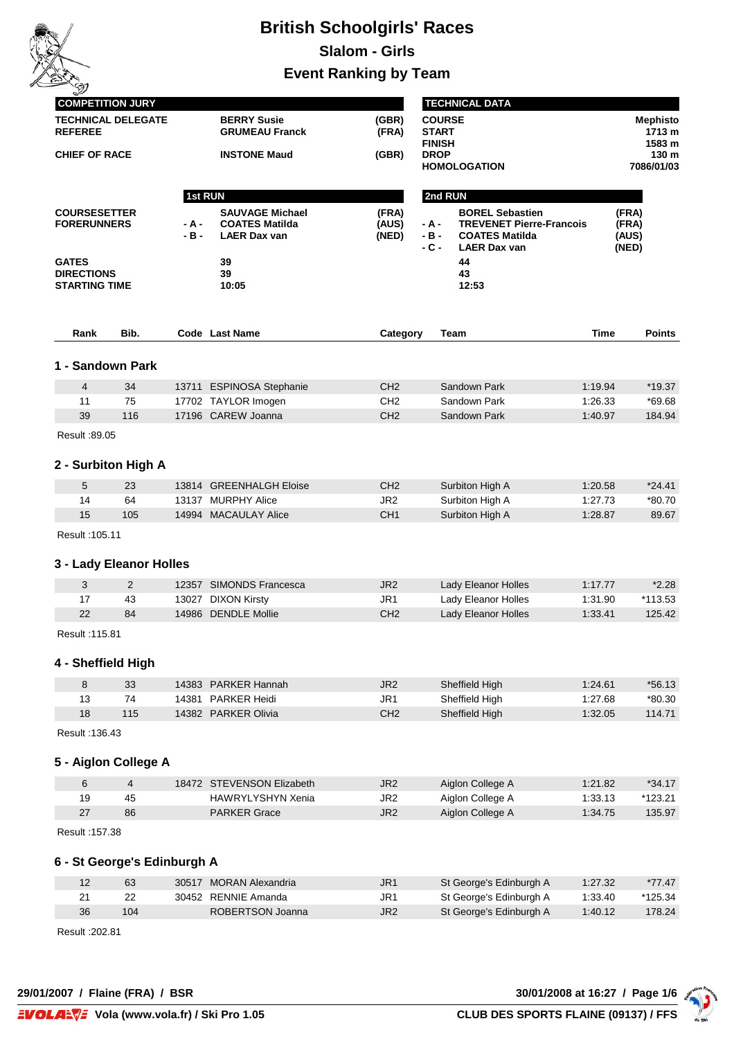# British Schoolgirls' Races

## Slalom - Girls

## Event Ranking by Team

| COMPETITION JURY | | |
|---|---|---|
| TECHNICAL DELEGATE | BERRY Susie | (GBR) |
| REFEREE | GRUMEAU Franck | (FRA) |
| CHIEF OF RACE | INSTONE Maud | (GBR) |

| TECHNICAL DATA | |
|---|---|
| COURSE | Mephisto |
| START | 1713 m |
| FINISH | 1583 m |
| DROP | 130 m |
| HOMOLOGATION | 7086/01/03 |

| | 1st RUN | | | 2nd RUN | | |
|---|---|---|---|---|---|---|
| COURSESETTER | | SAUVAGE Michael | (FRA) | | BOREL Sebastien | (FRA) |
| FORERUNNERS | - A - | COATES Matilda | (AUS) | - A - | TREVENET Pierre-Francois | (FRA) |
| | - B - | LAER Dax van | (NED) | - B - | COATES Matilda | (AUS) |
| | | | | - C - | LAER Dax van | (NED) |
| GATES | | 39 | | | 44 | |
| DIRECTIONS | | 39 | | | 43 | |
| STARTING TIME | | 10:05 | | | 12:53 | |

### 1 - Sandown Park

| Rank | Bib. | Code | Last Name | Category | Team | Time | Points |
|---|---|---|---|---|---|---|---|
| 4 | 34 | 13711 | ESPINOSA Stephanie | CH2 | Sandown Park | 1:19.94 | *19.37 |
| 11 | 75 | 17702 | TAYLOR Imogen | CH2 | Sandown Park | 1:26.33 | *69.68 |
| 39 | 116 | 17196 | CAREW Joanna | CH2 | Sandown Park | 1:40.97 | 184.94 |

Result :89.05

### 2 - Surbiton High A

| Rank | Bib. | Code | Last Name | Category | Team | Time | Points |
|---|---|---|---|---|---|---|---|
| 5 | 23 | 13814 | GREENHALGH Eloise | CH2 | Surbiton High A | 1:20.58 | *24.41 |
| 14 | 64 | 13137 | MURPHY Alice | JR2 | Surbiton High A | 1:27.73 | *80.70 |
| 15 | 105 | 14994 | MACAULAY Alice | CH1 | Surbiton High A | 1:28.87 | 89.67 |

Result :105.11

### 3 - Lady Eleanor Holles

| Rank | Bib. | Code | Last Name | Category | Team | Time | Points |
|---|---|---|---|---|---|---|---|
| 3 | 2 | 12357 | SIMONDS Francesca | JR2 | Lady Eleanor Holles | 1:17.77 | *2.28 |
| 17 | 43 | 13027 | DIXON Kirsty | JR1 | Lady Eleanor Holles | 1:31.90 | *113.53 |
| 22 | 84 | 14986 | DENDLE Mollie | CH2 | Lady Eleanor Holles | 1:33.41 | 125.42 |

Result :115.81

### 4 - Sheffield High

| Rank | Bib. | Code | Last Name | Category | Team | Time | Points |
|---|---|---|---|---|---|---|---|
| 8 | 33 | 14383 | PARKER Hannah | JR2 | Sheffield High | 1:24.61 | *56.13 |
| 13 | 74 | 14381 | PARKER Heidi | JR1 | Sheffield High | 1:27.68 | *80.30 |
| 18 | 115 | 14382 | PARKER Olivia | CH2 | Sheffield High | 1:32.05 | 114.71 |

Result :136.43

### 5 - Aiglon College A

| Rank | Bib. | Code | Last Name | Category | Team | Time | Points |
|---|---|---|---|---|---|---|---|
| 6 | 4 | 18472 | STEVENSON Elizabeth | JR2 | Aiglon College A | 1:21.82 | *34.17 |
| 19 | 45 | | HAWRYLYSHYN Xenia | JR2 | Aiglon College A | 1:33.13 | *123.21 |
| 27 | 86 | | PARKER Grace | JR2 | Aiglon College A | 1:34.75 | 135.97 |

Result :157.38

### 6 - St George's Edinburgh A

| Rank | Bib. | Code | Last Name | Category | Team | Time | Points |
|---|---|---|---|---|---|---|---|
| 12 | 63 | 30517 | MORAN Alexandria | JR1 | St George's Edinburgh A | 1:27.32 | *77.47 |
| 21 | 22 | 30452 | RENNIE Amanda | JR1 | St George's Edinburgh A | 1:33.40 | *125.34 |
| 36 | 104 | | ROBERTSON Joanna | JR2 | St George's Edinburgh A | 1:40.12 | 178.24 |

Result :202.81

29/01/2007 / Flaine (FRA) / BSR

Vola (www.vola.fr) / Ski Pro 1.05

CLUB DES SPORTS FLAINE (09137) / FFS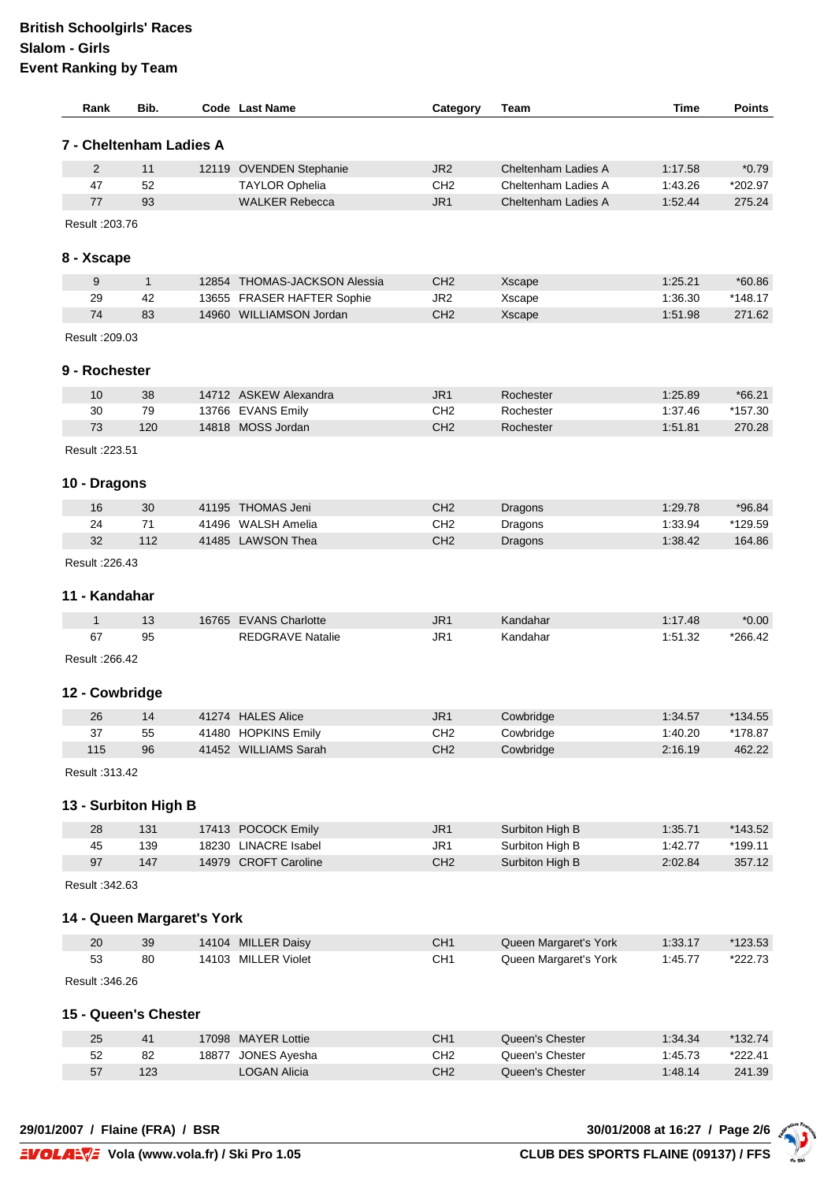# British Schoolgirls' Races
## Slalom - Girls
## Event Ranking by Team

| Rank | Bib. | Code | Last Name | Category | Team | Time | Points |
|---|---|---|---|---|---|---|---|

### 7 - Cheltenham Ladies A

| Rank | Bib. | Code | Last Name | Category | Team | Time | Points |
|---|---|---|---|---|---|---|---|
| 2 | 11 | 12119 | OVENDEN Stephanie | JR2 | Cheltenham Ladies A | 1:17.58 | *0.79 |
| 47 | 52 | | TAYLOR Ophelia | CH2 | Cheltenham Ladies A | 1:43.26 | *202.97 |
| 77 | 93 | | WALKER Rebecca | JR1 | Cheltenham Ladies A | 1:52.44 | 275.24 |

Result :203.76

### 8 - Xscape

| Rank | Bib. | Code | Last Name | Category | Team | Time | Points |
|---|---|---|---|---|---|---|---|
| 9 | 1 | 12854 | THOMAS-JACKSON Alessia | CH2 | Xscape | 1:25.21 | *60.86 |
| 29 | 42 | 13655 | FRASER HAFTER Sophie | JR2 | Xscape | 1:36.30 | *148.17 |
| 74 | 83 | 14960 | WILLIAMSON Jordan | CH2 | Xscape | 1:51.98 | 271.62 |

Result :209.03

### 9 - Rochester

| Rank | Bib. | Code | Last Name | Category | Team | Time | Points |
|---|---|---|---|---|---|---|---|
| 10 | 38 | 14712 | ASKEW Alexandra | JR1 | Rochester | 1:25.89 | *66.21 |
| 30 | 79 | 13766 | EVANS Emily | CH2 | Rochester | 1:37.46 | *157.30 |
| 73 | 120 | 14818 | MOSS Jordan | CH2 | Rochester | 1:51.81 | 270.28 |

Result :223.51

### 10 - Dragons

| Rank | Bib. | Code | Last Name | Category | Team | Time | Points |
|---|---|---|---|---|---|---|---|
| 16 | 30 | 41195 | THOMAS Jeni | CH2 | Dragons | 1:29.78 | *96.84 |
| 24 | 71 | 41496 | WALSH Amelia | CH2 | Dragons | 1:33.94 | *129.59 |
| 32 | 112 | 41485 | LAWSON Thea | CH2 | Dragons | 1:38.42 | 164.86 |

Result :226.43

### 11 - Kandahar

| Rank | Bib. | Code | Last Name | Category | Team | Time | Points |
|---|---|---|---|---|---|---|---|
| 1 | 13 | 16765 | EVANS Charlotte | JR1 | Kandahar | 1:17.48 | *0.00 |
| 67 | 95 | | REDGRAVE Natalie | JR1 | Kandahar | 1:51.32 | *266.42 |

Result :266.42

### 12 - Cowbridge

| Rank | Bib. | Code | Last Name | Category | Team | Time | Points |
|---|---|---|---|---|---|---|---|
| 26 | 14 | 41274 | HALES Alice | JR1 | Cowbridge | 1:34.57 | *134.55 |
| 37 | 55 | 41480 | HOPKINS Emily | CH2 | Cowbridge | 1:40.20 | *178.87 |
| 115 | 96 | 41452 | WILLIAMS Sarah | CH2 | Cowbridge | 2:16.19 | 462.22 |

Result :313.42

### 13 - Surbiton High B

| Rank | Bib. | Code | Last Name | Category | Team | Time | Points |
|---|---|---|---|---|---|---|---|
| 28 | 131 | 17413 | POCOCK Emily | JR1 | Surbiton High B | 1:35.71 | *143.52 |
| 45 | 139 | 18230 | LINACRE Isabel | JR1 | Surbiton High B | 1:42.77 | *199.11 |
| 97 | 147 | 14979 | CROFT Caroline | CH2 | Surbiton High B | 2:02.84 | 357.12 |

Result :342.63

### 14 - Queen Margaret's York

| Rank | Bib. | Code | Last Name | Category | Team | Time | Points |
|---|---|---|---|---|---|---|---|
| 20 | 39 | 14104 | MILLER Daisy | CH1 | Queen Margaret's York | 1:33.17 | *123.53 |
| 53 | 80 | 14103 | MILLER Violet | CH1 | Queen Margaret's York | 1:45.77 | *222.73 |

Result :346.26

### 15 - Queen's Chester

| Rank | Bib. | Code | Last Name | Category | Team | Time | Points |
|---|---|---|---|---|---|---|---|
| 25 | 41 | 17098 | MAYER Lottie | CH1 | Queen's Chester | 1:34.34 | *132.74 |
| 52 | 82 | 18877 | JONES Ayesha | CH2 | Queen's Chester | 1:45.73 | *222.41 |
| 57 | 123 | | LOGAN Alicia | CH2 | Queen's Chester | 1:48.14 | 241.39 |

29/01/2007 / Flaine (FRA) / BSR

Vola (www.vola.fr) / Ski Pro 1.05

CLUB DES SPORTS FLAINE (09137) / FFS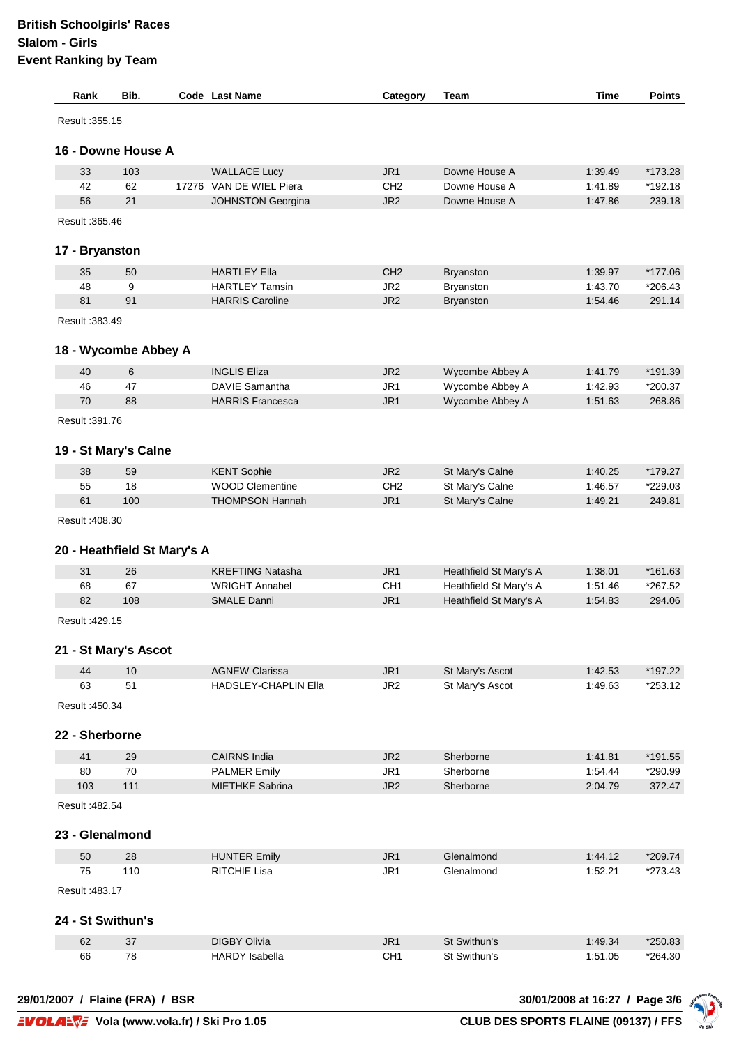**British Schoolgirls' Races**
**Slalom - Girls**
**Event Ranking by Team**

| Rank | Bib. | Code | Last Name | Category | Team | Time | Points |
|---|---|---|---|---|---|---|---|

Result :355.15

### 16 - Downe House A

| Rank | Bib. | Code | Last Name | Category | Team | Time | Points |
|---|---|---|---|---|---|---|---|
| 33 | 103 | | WALLACE Lucy | JR1 | Downe House A | 1:39.49 | *173.28 |
| 42 | 62 | 17276 | VAN DE WIEL Piera | CH2 | Downe House A | 1:41.89 | *192.18 |
| 56 | 21 | | JOHNSTON Georgina | JR2 | Downe House A | 1:47.86 | 239.18 |

Result :365.46

### 17 - Bryanston

| Rank | Bib. | Code | Last Name | Category | Team | Time | Points |
|---|---|---|---|---|---|---|---|
| 35 | 50 | | HARTLEY Ella | CH2 | Bryanston | 1:39.97 | *177.06 |
| 48 | 9 | | HARTLEY Tamsin | JR2 | Bryanston | 1:43.70 | *206.43 |
| 81 | 91 | | HARRIS Caroline | JR2 | Bryanston | 1:54.46 | 291.14 |

Result :383.49

### 18 - Wycombe Abbey A

| Rank | Bib. | Code | Last Name | Category | Team | Time | Points |
|---|---|---|---|---|---|---|---|
| 40 | 6 | | INGLIS Eliza | JR2 | Wycombe Abbey A | 1:41.79 | *191.39 |
| 46 | 47 | | DAVIE Samantha | JR1 | Wycombe Abbey A | 1:42.93 | *200.37 |
| 70 | 88 | | HARRIS Francesca | JR1 | Wycombe Abbey A | 1:51.63 | 268.86 |

Result :391.76

### 19 - St Mary's Calne

| Rank | Bib. | Code | Last Name | Category | Team | Time | Points |
|---|---|---|---|---|---|---|---|
| 38 | 59 | | KENT Sophie | JR2 | St Mary's Calne | 1:40.25 | *179.27 |
| 55 | 18 | | WOOD Clementine | CH2 | St Mary's Calne | 1:46.57 | *229.03 |
| 61 | 100 | | THOMPSON Hannah | JR1 | St Mary's Calne | 1:49.21 | 249.81 |

Result :408.30

### 20 - Heathfield St Mary's A

| Rank | Bib. | Code | Last Name | Category | Team | Time | Points |
|---|---|---|---|---|---|---|---|
| 31 | 26 | | KREFTING Natasha | JR1 | Heathfield St Mary's A | 1:38.01 | *161.63 |
| 68 | 67 | | WRIGHT Annabel | CH1 | Heathfield St Mary's A | 1:51.46 | *267.52 |
| 82 | 108 | | SMALE Danni | JR1 | Heathfield St Mary's A | 1:54.83 | 294.06 |

Result :429.15

### 21 - St Mary's Ascot

| Rank | Bib. | Code | Last Name | Category | Team | Time | Points |
|---|---|---|---|---|---|---|---|
| 44 | 10 | | AGNEW Clarissa | JR1 | St Mary's Ascot | 1:42.53 | *197.22 |
| 63 | 51 | | HADSLEY-CHAPLIN Ella | JR2 | St Mary's Ascot | 1:49.63 | *253.12 |

Result :450.34

### 22 - Sherborne

| Rank | Bib. | Code | Last Name | Category | Team | Time | Points |
|---|---|---|---|---|---|---|---|
| 41 | 29 | | CAIRNS India | JR2 | Sherborne | 1:41.81 | *191.55 |
| 80 | 70 | | PALMER Emily | JR1 | Sherborne | 1:54.44 | *290.99 |
| 103 | 111 | | MIETHKE Sabrina | JR2 | Sherborne | 2:04.79 | 372.47 |

Result :482.54

### 23 - Glenalmond

| Rank | Bib. | Code | Last Name | Category | Team | Time | Points |
|---|---|---|---|---|---|---|---|
| 50 | 28 | | HUNTER Emily | JR1 | Glenalmond | 1:44.12 | *209.74 |
| 75 | 110 | | RITCHIE Lisa | JR1 | Glenalmond | 1:52.21 | *273.43 |

Result :483.17

### 24 - St Swithun's

| Rank | Bib. | Code | Last Name | Category | Team | Time | Points |
|---|---|---|---|---|---|---|---|
| 62 | 37 | | DIGBY Olivia | JR1 | St Swithun's | 1:49.34 | *250.83 |
| 66 | 78 | | HARDY Isabella | CH1 | St Swithun's | 1:51.05 | *264.30 |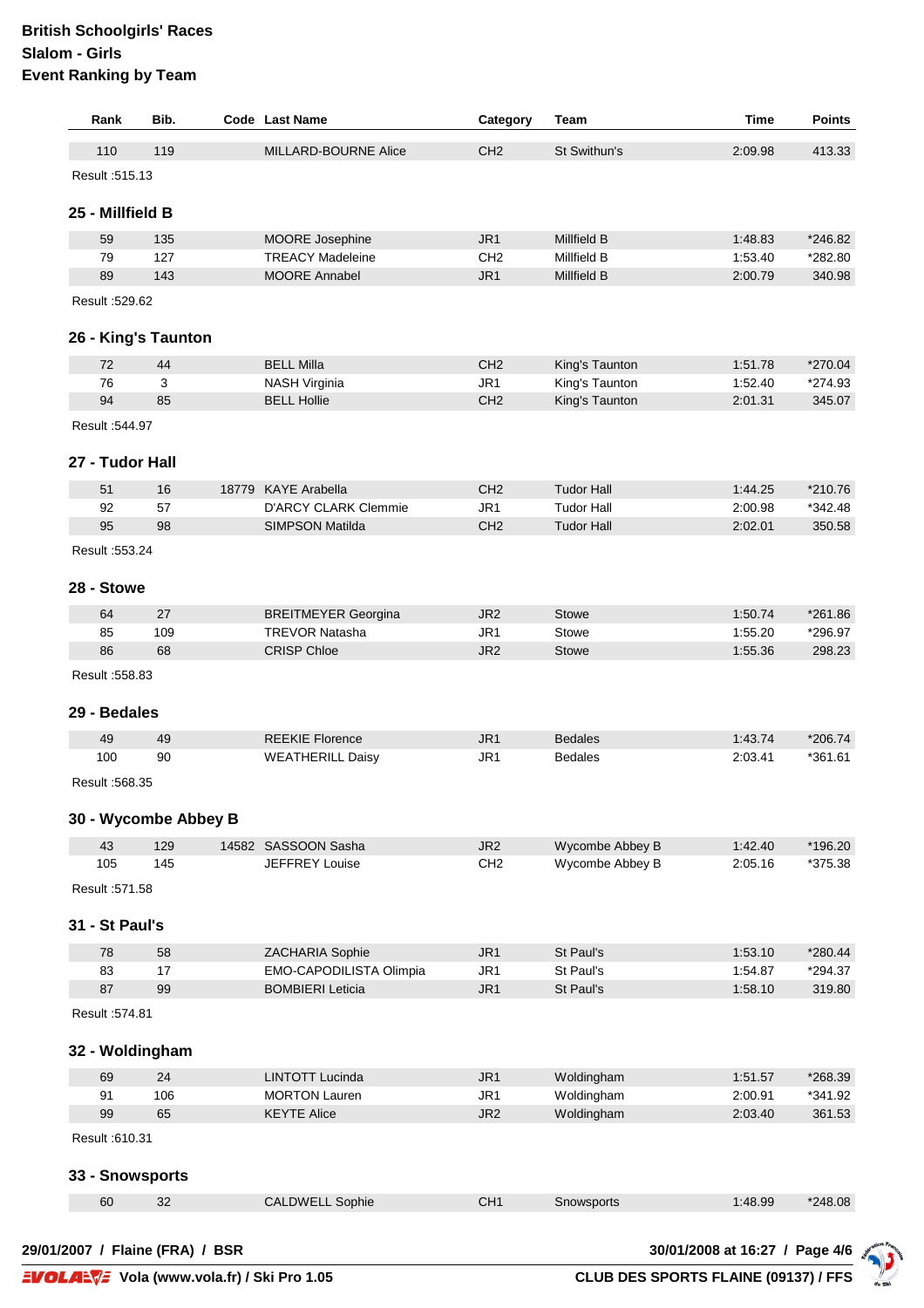# British Schoolgirls' Races
## Slalom - Girls
## Event Ranking by Team

| Rank | Bib. | Code | Last Name | Category | Team | Time | Points |
|---|---|---|---|---|---|---|---|
| 110 | 119 | | MILLARD-BOURNE Alice | CH2 | St Swithun's | 2:09.98 | 413.33 |

Result :515.13

### 25 - Millfield B

| Rank | Bib. | Code | Last Name | Category | Team | Time | Points |
|---|---|---|---|---|---|---|---|
| 59 | 135 | | MOORE Josephine | JR1 | Millfield B | 1:48.83 | *246.82 |
| 79 | 127 | | TREACY Madeleine | CH2 | Millfield B | 1:53.40 | *282.80 |
| 89 | 143 | | MOORE Annabel | JR1 | Millfield B | 2:00.79 | 340.98 |

Result :529.62

### 26 - King's Taunton

| Rank | Bib. | Code | Last Name | Category | Team | Time | Points |
|---|---|---|---|---|---|---|---|
| 72 | 44 | | BELL Milla | CH2 | King's Taunton | 1:51.78 | *270.04 |
| 76 | 3 | | NASH Virginia | JR1 | King's Taunton | 1:52.40 | *274.93 |
| 94 | 85 | | BELL Hollie | CH2 | King's Taunton | 2:01.31 | 345.07 |

Result :544.97

### 27 - Tudor Hall

| Rank | Bib. | Code | Last Name | Category | Team | Time | Points |
|---|---|---|---|---|---|---|---|
| 51 | 16 | 18779 | KAYE Arabella | CH2 | Tudor Hall | 1:44.25 | *210.76 |
| 92 | 57 | | D'ARCY CLARK Clemmie | JR1 | Tudor Hall | 2:00.98 | *342.48 |
| 95 | 98 | | SIMPSON Matilda | CH2 | Tudor Hall | 2:02.01 | 350.58 |

Result :553.24

### 28 - Stowe

| Rank | Bib. | Code | Last Name | Category | Team | Time | Points |
|---|---|---|---|---|---|---|---|
| 64 | 27 | | BREITMEYER Georgina | JR2 | Stowe | 1:50.74 | *261.86 |
| 85 | 109 | | TREVOR Natasha | JR1 | Stowe | 1:55.20 | *296.97 |
| 86 | 68 | | CRISP Chloe | JR2 | Stowe | 1:55.36 | 298.23 |

Result :558.83

### 29 - Bedales

| Rank | Bib. | Code | Last Name | Category | Team | Time | Points |
|---|---|---|---|---|---|---|---|
| 49 | 49 | | REEKIE Florence | JR1 | Bedales | 1:43.74 | *206.74 |
| 100 | 90 | | WEATHERILL Daisy | JR1 | Bedales | 2:03.41 | *361.61 |

Result :568.35

### 30 - Wycombe Abbey B

| Rank | Bib. | Code | Last Name | Category | Team | Time | Points |
|---|---|---|---|---|---|---|---|
| 43 | 129 | 14582 | SASSOON Sasha | JR2 | Wycombe Abbey B | 1:42.40 | *196.20 |
| 105 | 145 | | JEFFREY Louise | CH2 | Wycombe Abbey B | 2:05.16 | *375.38 |

Result :571.58

### 31 - St Paul's

| Rank | Bib. | Code | Last Name | Category | Team | Time | Points |
|---|---|---|---|---|---|---|---|
| 78 | 58 | | ZACHARIA Sophie | JR1 | St Paul's | 1:53.10 | *280.44 |
| 83 | 17 | | EMO-CAPODILISTA Olimpia | JR1 | St Paul's | 1:54.87 | *294.37 |
| 87 | 99 | | BOMBIERI Leticia | JR1 | St Paul's | 1:58.10 | 319.80 |

Result :574.81

### 32 - Woldingham

| Rank | Bib. | Code | Last Name | Category | Team | Time | Points |
|---|---|---|---|---|---|---|---|
| 69 | 24 | | LINTOTT Lucinda | JR1 | Woldingham | 1:51.57 | *268.39 |
| 91 | 106 | | MORTON Lauren | JR1 | Woldingham | 2:00.91 | *341.92 |
| 99 | 65 | | KEYTE Alice | JR2 | Woldingham | 2:03.40 | 361.53 |

Result :610.31

### 33 - Snowsports

| Rank | Bib. | Code | Last Name | Category | Team | Time | Points |
|---|---|---|---|---|---|---|---|
| 60 | 32 | | CALDWELL Sophie | CH1 | Snowsports | 1:48.99 | *248.08 |

29/01/2007 / Flaine (FRA) / BSR

CLUB DES SPORTS FLAINE (09137) / FFS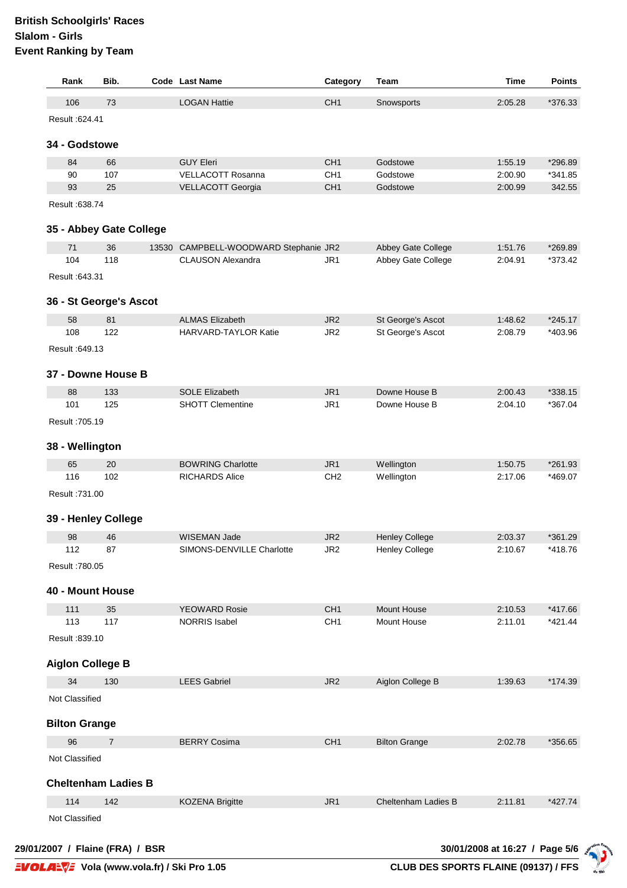# British Schoolgirls' Races
## Slalom - Girls
### Event Ranking by Team

| Rank | Bib. | Code | Last Name | Category | Team | Time | Points |
|---|---|---|---|---|---|---|---|
| 106 | 73 | | LOGAN Hattie | CH1 | Snowsports | 2:05.28 | *376.33 |

Result :624.41

### 34 - Godstowe

| Rank | Bib. | Code | Last Name | Category | Team | Time | Points |
|---|---|---|---|---|---|---|---|
| 84 | 66 | | GUY Eleri | CH1 | Godstowe | 1:55.19 | *296.89 |
| 90 | 107 | | VELLACOTT Rosanna | CH1 | Godstowe | 2:00.90 | *341.85 |
| 93 | 25 | | VELLACOTT Georgia | CH1 | Godstowe | 2:00.99 | 342.55 |

Result :638.74

### 35 - Abbey Gate College

| Rank | Bib. | Code | Last Name | Category | Team | Time | Points |
|---|---|---|---|---|---|---|---|
| 71 | 36 | 13530 | CAMPBELL-WOODWARD Stephanie | JR2 | Abbey Gate College | 1:51.76 | *269.89 |
| 104 | 118 | | CLAUSON Alexandra | JR1 | Abbey Gate College | 2:04.91 | *373.42 |

Result :643.31

### 36 - St George's Ascot

| Rank | Bib. | Code | Last Name | Category | Team | Time | Points |
|---|---|---|---|---|---|---|---|
| 58 | 81 | | ALMAS Elizabeth | JR2 | St George's Ascot | 1:48.62 | *245.17 |
| 108 | 122 | | HARVARD-TAYLOR Katie | JR2 | St George's Ascot | 2:08.79 | *403.96 |

Result :649.13

### 37 - Downe House B

| Rank | Bib. | Code | Last Name | Category | Team | Time | Points |
|---|---|---|---|---|---|---|---|
| 88 | 133 | | SOLE Elizabeth | JR1 | Downe House B | 2:00.43 | *338.15 |
| 101 | 125 | | SHOTT Clementine | JR1 | Downe House B | 2:04.10 | *367.04 |

Result :705.19

### 38 - Wellington

| Rank | Bib. | Code | Last Name | Category | Team | Time | Points |
|---|---|---|---|---|---|---|---|
| 65 | 20 | | BOWRING Charlotte | JR1 | Wellington | 1:50.75 | *261.93 |
| 116 | 102 | | RICHARDS Alice | CH2 | Wellington | 2:17.06 | *469.07 |

Result :731.00

### 39 - Henley College

| Rank | Bib. | Code | Last Name | Category | Team | Time | Points |
|---|---|---|---|---|---|---|---|
| 98 | 46 | | WISEMAN Jade | JR2 | Henley College | 2:03.37 | *361.29 |
| 112 | 87 | | SIMONS-DENVILLE Charlotte | JR2 | Henley College | 2:10.67 | *418.76 |

Result :780.05

### 40 - Mount House

| Rank | Bib. | Code | Last Name | Category | Team | Time | Points |
|---|---|---|---|---|---|---|---|
| 111 | 35 | | YEOWARD Rosie | CH1 | Mount House | 2:10.53 | *417.66 |
| 113 | 117 | | NORRIS Isabel | CH1 | Mount House | 2:11.01 | *421.44 |

Result :839.10

### Aiglon College B

| Rank | Bib. | Code | Last Name | Category | Team | Time | Points |
|---|---|---|---|---|---|---|---|
| 34 | 130 | | LEES Gabriel | JR2 | Aiglon College B | 1:39.63 | *174.39 |

Not Classified

### Bilton Grange

| Rank | Bib. | Code | Last Name | Category | Team | Time | Points |
|---|---|---|---|---|---|---|---|
| 96 | 7 | | BERRY Cosima | CH1 | Bilton Grange | 2:02.78 | *356.65 |

Not Classified

### Cheltenham Ladies B

| Rank | Bib. | Code | Last Name | Category | Team | Time | Points |
|---|---|---|---|---|---|---|---|
| 114 | 142 | | KOZENA Brigitte | JR1 | Cheltenham Ladies B | 2:11.81 | *427.74 |

Not Classified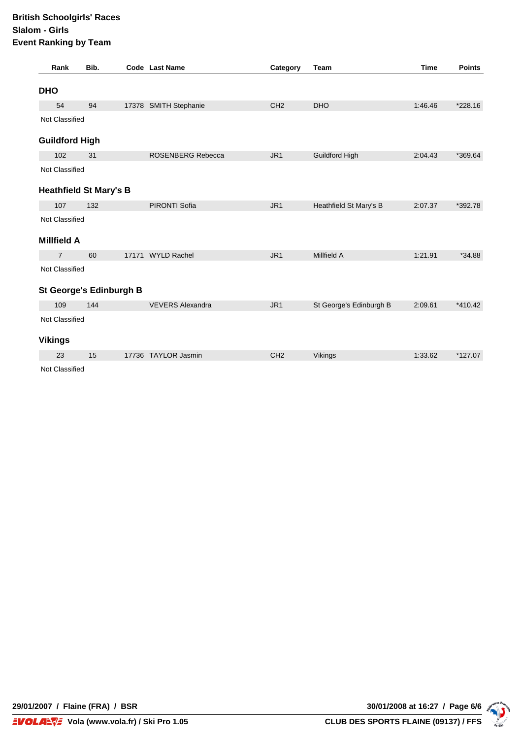**British Schoolgirls' Races**
**Slalom - Girls**
**Event Ranking by Team**

| Rank | Bib. | Code | Last Name | Category | Team | Time | Points |
|---|---|---|---|---|---|---|---|
| **DHO** | | | | | | | |
| 54 | 94 | 17378 | SMITH Stephanie | CH2 | DHO | 1:46.46 | *228.16 |
| Not Classified | | | | | | | |
| **Guildford High** | | | | | | | |
| 102 | 31 | | ROSENBERG Rebecca | JR1 | Guildford High | 2:04.43 | *369.64 |
| Not Classified | | | | | | | |
| **Heathfield St Mary's B** | | | | | | | |
| 107 | 132 | | PIRONTI Sofia | JR1 | Heathfield St Mary's B | 2:07.37 | *392.78 |
| Not Classified | | | | | | | |
| **Millfield A** | | | | | | | |
| 7 | 60 | 17171 | WYLD Rachel | JR1 | Millfield A | 1:21.91 | *34.88 |
| Not Classified | | | | | | | |
| **St George's Edinburgh B** | | | | | | | |
| 109 | 144 | | VEVERS Alexandra | JR1 | St George's Edinburgh B | 2:09.61 | *410.42 |
| Not Classified | | | | | | | |
| **Vikings** | | | | | | | |
| 23 | 15 | 17736 | TAYLOR Jasmin | CH2 | Vikings | 1:33.62 | *127.07 |
| Not Classified | | | | | | | |